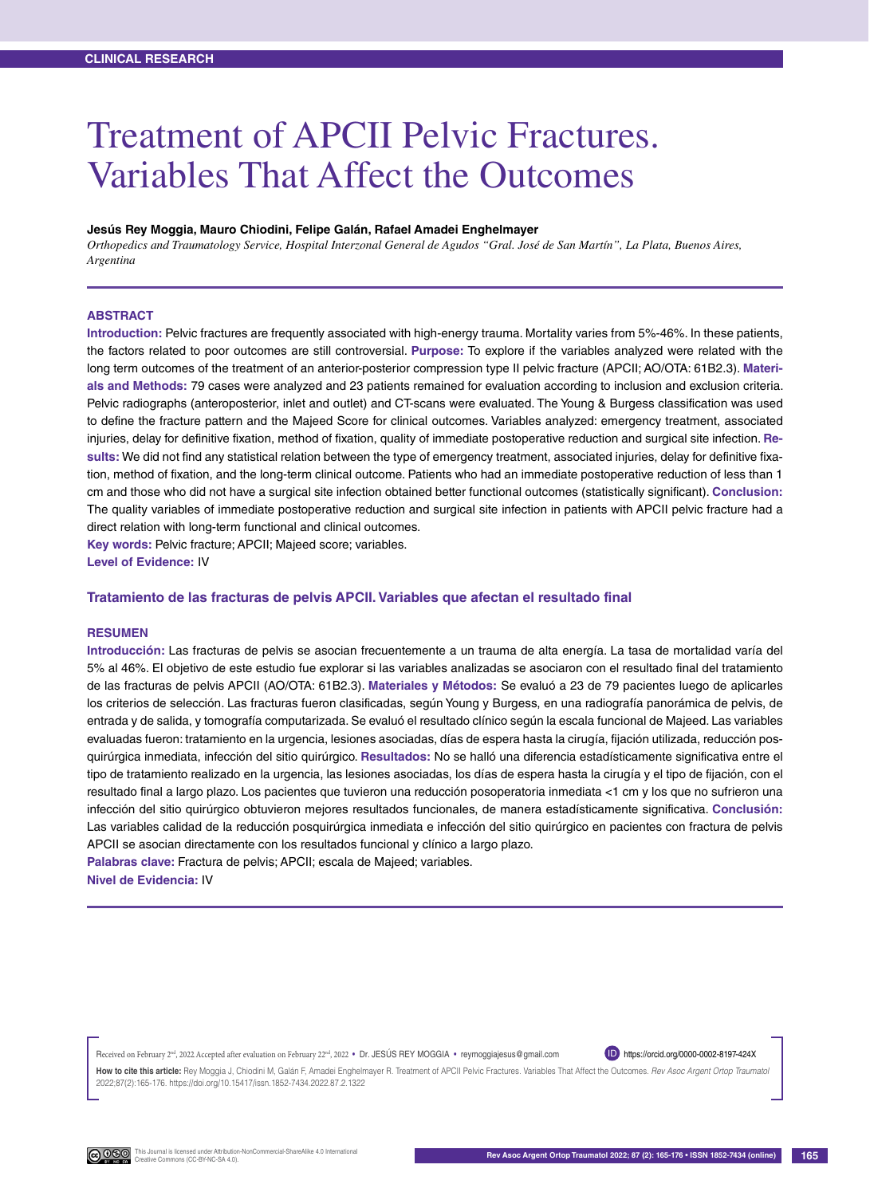CLINICAL RESEARCH

# Treatment of APCII Pelvic Fractures. Variables That Affect the Outcomes

**Jesús Rey Moggia, Mauro Chiodini, Felipe Galán, Rafael Amadei Enghelmayer**

*Orthopedics and Traumatology Service, Hospital Interzonal General de Agudos "Gral. José de San Martín", La Plata, Buenos Aires, Argentina*

## ABSTRACT

**Introduction:** Pelvic fractures are frequently associated with high-energy trauma. Mortality varies from 5%-46%. In these patients, the factors related to poor outcomes are still controversial. **Purpose:** To explore if the variables analyzed were related with the long term outcomes of the treatment of an anterior-posterior compression type II pelvic fracture (APCII; AO/OTA: 61B2.3). **Materials and Methods:** 79 cases were analyzed and 23 patients remained for evaluation according to inclusion and exclusion criteria. Pelvic radiographs (anteroposterior, inlet and outlet) and CT-scans were evaluated. The Young & Burgess classification was used to define the fracture pattern and the Majeed Score for clinical outcomes. Variables analyzed: emergency treatment, associated injuries, delay for definitive fixation, method of fixation, quality of immediate postoperative reduction and surgical site infection. **Results:** We did not find any statistical relation between the type of emergency treatment, associated injuries, delay for definitive fixation, method of fixation, and the long-term clinical outcome. Patients who had an immediate postoperative reduction of less than 1 cm and those who did not have a surgical site infection obtained better functional outcomes (statistically significant). **Conclusion:** The quality variables of immediate postoperative reduction and surgical site infection in patients with APCII pelvic fracture had a direct relation with long-term functional and clinical outcomes.

**Key words:** Pelvic fracture; APCII; Majeed score; variables.

**Level of Evidence:** IV

### Tratamiento de las fracturas de pelvis APCII. Variables que afectan el resultado final

## RESUMEN

**Introducción:** Las fracturas de pelvis se asocian frecuentemente a un trauma de alta energía. La tasa de mortalidad varía del 5% al 46%. El objetivo de este estudio fue explorar si las variables analizadas se asociaron con el resultado final del tratamiento de las fracturas de pelvis APCII (AO/OTA: 61B2.3). **Materiales y Métodos:** Se evaluó a 23 de 79 pacientes luego de aplicarles los criterios de selección. Las fracturas fueron clasificadas, según Young y Burgess, en una radiografía panorámica de pelvis, de entrada y de salida, y tomografía computarizada. Se evaluó el resultado clínico según la escala funcional de Majeed. Las variables evaluadas fueron: tratamiento en la urgencia, lesiones asociadas, días de espera hasta la cirugía, fijación utilizada, reducción posquirúrgica inmediata, infección del sitio quirúrgico. **Resultados:** No se halló una diferencia estadísticamente significativa entre el tipo de tratamiento realizado en la urgencia, las lesiones asociadas, los días de espera hasta la cirugía y el tipo de fijación, con el resultado final a largo plazo. Los pacientes que tuvieron una reducción posoperatoria inmediata <1 cm y los que no sufrieron una infección del sitio quirúrgico obtuvieron mejores resultados funcionales, de manera estadísticamente significativa. **Conclusión:** Las variables calidad de la reducción posquirúrgica inmediata e infección del sitio quirúrgico en pacientes con fractura de pelvis APCII se asocian directamente con los resultados funcional y clínico a largo plazo.

**Palabras clave:** Fractura de pelvis; APCII; escala de Majeed; variables.

**Nivel de Evidencia:** IV

Received on February 2nd, 2022 Accepted after evaluation on February 22nd, 2022 • Dr. JESÚS REY MOGGIA • reymoggiajesus@gmail.com • https://orcid.org/0000-0002-8197-424X

**How to cite this article:** Rey Moggia J, Chiodini M, Galán F, Amadei Enghelmayer R. Treatment of APCII Pelvic Fractures. Variables That Affect the Outcomes. *Rev Asoc Argent Ortop Traumatol* 2022;87(2):165-176. https://doi.org/10.15417/issn.1852-7434.2022.87.2.1322

This Journal is licensed under Attribution-NonCommercial-ShareAlike 4.0 International Creative Commons (CC-BY-NC-SA 4.0).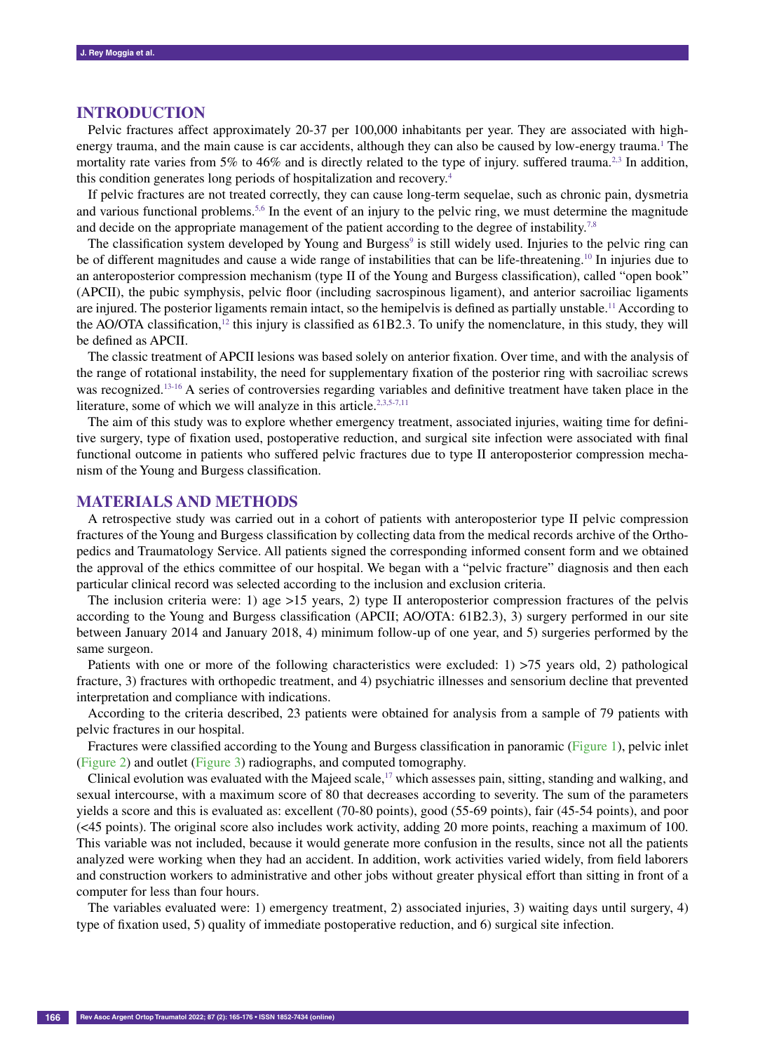## INTRODUCTION

Pelvic fractures affect approximately 20-37 per 100,000 inhabitants per year. They are associated with high-energy trauma, and the main cause is car accidents, although they can also be caused by low-energy trauma.[1] The mortality rate varies from 5% to 46% and is directly related to the type of injury. suffered trauma.[2,3] In addition, this condition generates long periods of hospitalization and recovery.[4]

If pelvic fractures are not treated correctly, they can cause long-term sequelae, such as chronic pain, dysmetria and various functional problems.[5,6] In the event of an injury to the pelvic ring, we must determine the magnitude and decide on the appropriate management of the patient according to the degree of instability.[7,8]

The classification system developed by Young and Burgess[9] is still widely used. Injuries to the pelvic ring can be of different magnitudes and cause a wide range of instabilities that can be life-threatening.[10] In injuries due to an anteroposterior compression mechanism (type II of the Young and Burgess classification), called "open book" (APCII), the pubic symphysis, pelvic floor (including sacrospinous ligament), and anterior sacroiliac ligaments are injured. The posterior ligaments remain intact, so the hemipelvis is defined as partially unstable.[11] According to the AO/OTA classification,[12] this injury is classified as 61B2.3. To unify the nomenclature, in this study, they will be defined as APCII.

The classic treatment of APCII lesions was based solely on anterior fixation. Over time, and with the analysis of the range of rotational instability, the need for supplementary fixation of the posterior ring with sacroiliac screws was recognized.[13-16] A series of controversies regarding variables and definitive treatment have taken place in the literature, some of which we will analyze in this article.[2,3,5-7,11]

The aim of this study was to explore whether emergency treatment, associated injuries, waiting time for definitive surgery, type of fixation used, postoperative reduction, and surgical site infection were associated with final functional outcome in patients who suffered pelvic fractures due to type II anteroposterior compression mechanism of the Young and Burgess classification.

## MATERIALS AND METHODS

A retrospective study was carried out in a cohort of patients with anteroposterior type II pelvic compression fractures of the Young and Burgess classification by collecting data from the medical records archive of the Orthopedics and Traumatology Service. All patients signed the corresponding informed consent form and we obtained the approval of the ethics committee of our hospital. We began with a "pelvic fracture" diagnosis and then each particular clinical record was selected according to the inclusion and exclusion criteria.

The inclusion criteria were: 1) age >15 years, 2) type II anteroposterior compression fractures of the pelvis according to the Young and Burgess classification (APCII; AO/OTA: 61B2.3), 3) surgery performed in our site between January 2014 and January 2018, 4) minimum follow-up of one year, and 5) surgeries performed by the same surgeon.

Patients with one or more of the following characteristics were excluded: 1) >75 years old, 2) pathological fracture, 3) fractures with orthopedic treatment, and 4) psychiatric illnesses and sensorium decline that prevented interpretation and compliance with indications.

According to the criteria described, 23 patients were obtained for analysis from a sample of 79 patients with pelvic fractures in our hospital.

Fractures were classified according to the Young and Burgess classification in panoramic (Figure 1), pelvic inlet (Figure 2) and outlet (Figure 3) radiographs, and computed tomography.

Clinical evolution was evaluated with the Majeed scale,[17] which assesses pain, sitting, standing and walking, and sexual intercourse, with a maximum score of 80 that decreases according to severity. The sum of the parameters yields a score and this is evaluated as: excellent (70-80 points), good (55-69 points), fair (45-54 points), and poor (<45 points). The original score also includes work activity, adding 20 more points, reaching a maximum of 100. This variable was not included, because it would generate more confusion in the results, since not all the patients analyzed were working when they had an accident. In addition, work activities varied widely, from field laborers and construction workers to administrative and other jobs without greater physical effort than sitting in front of a computer for less than four hours.

The variables evaluated were: 1) emergency treatment, 2) associated injuries, 3) waiting days until surgery, 4) type of fixation used, 5) quality of immediate postoperative reduction, and 6) surgical site infection.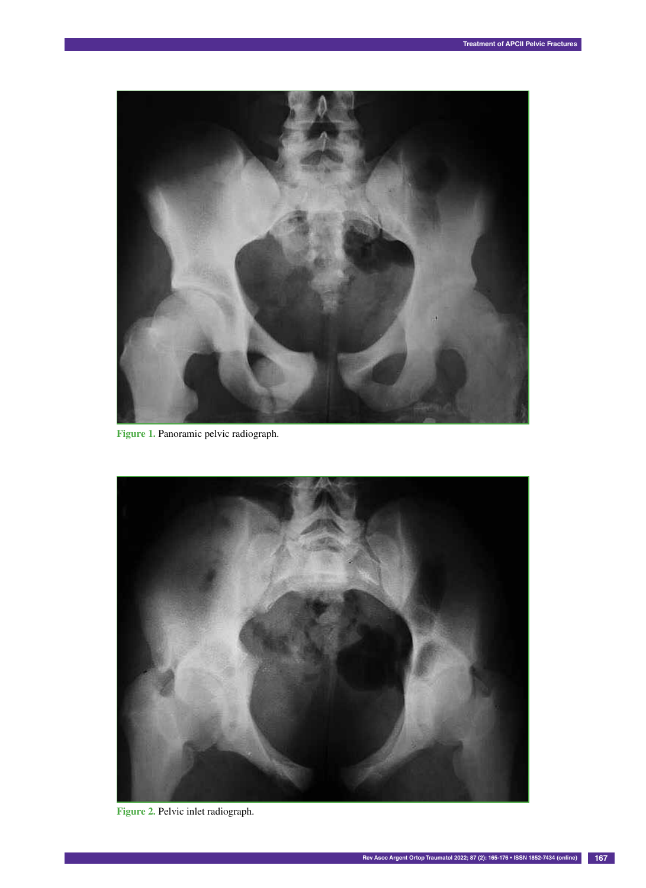Figure 1. Panoramic pelvic radiograph.

Figure 2. Pelvic inlet radiograph.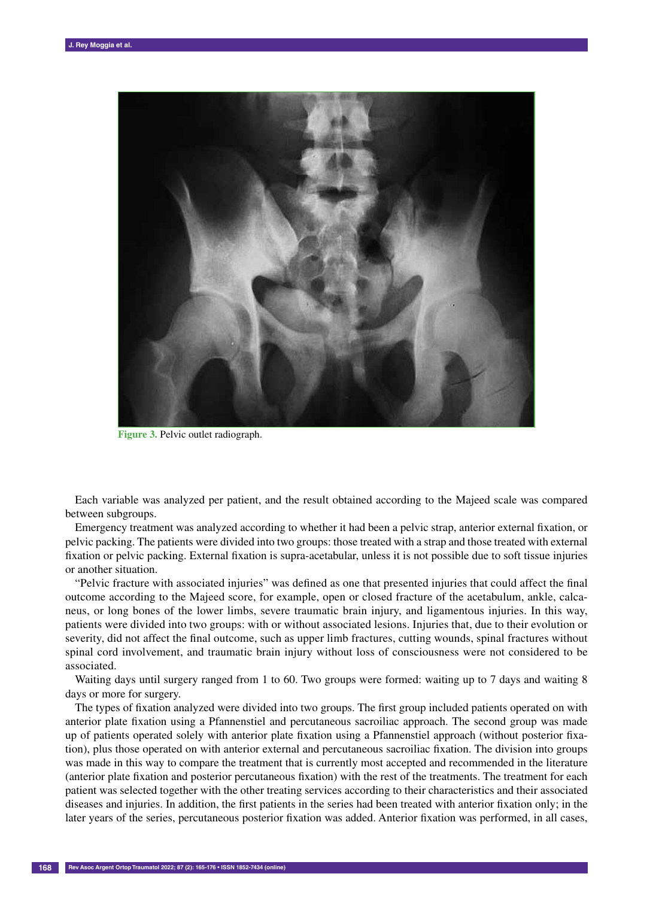Figure 3. Pelvic outlet radiograph.

Each variable was analyzed per patient, and the result obtained according to the Majeed scale was compared between subgroups.

Emergency treatment was analyzed according to whether it had been a pelvic strap, anterior external fixation, or pelvic packing. The patients were divided into two groups: those treated with a strap and those treated with external fixation or pelvic packing. External fixation is supra-acetabular, unless it is not possible due to soft tissue injuries or another situation.

"Pelvic fracture with associated injuries" was defined as one that presented injuries that could affect the final outcome according to the Majeed score, for example, open or closed fracture of the acetabulum, ankle, calcaneus, or long bones of the lower limbs, severe traumatic brain injury, and ligamentous injuries. In this way, patients were divided into two groups: with or without associated lesions. Injuries that, due to their evolution or severity, did not affect the final outcome, such as upper limb fractures, cutting wounds, spinal fractures without spinal cord involvement, and traumatic brain injury without loss of consciousness were not considered to be associated.

Waiting days until surgery ranged from 1 to 60. Two groups were formed: waiting up to 7 days and waiting 8 days or more for surgery.

The types of fixation analyzed were divided into two groups. The first group included patients operated on with anterior plate fixation using a Pfannenstiel and percutaneous sacroiliac approach. The second group was made up of patients operated solely with anterior plate fixation using a Pfannenstiel approach (without posterior fixation), plus those operated on with anterior external and percutaneous sacroiliac fixation. The division into groups was made in this way to compare the treatment that is currently most accepted and recommended in the literature (anterior plate fixation and posterior percutaneous fixation) with the rest of the treatments. The treatment for each patient was selected together with the other treating services according to their characteristics and their associated diseases and injuries. In addition, the first patients in the series had been treated with anterior fixation only; in the later years of the series, percutaneous posterior fixation was added. Anterior fixation was performed, in all cases,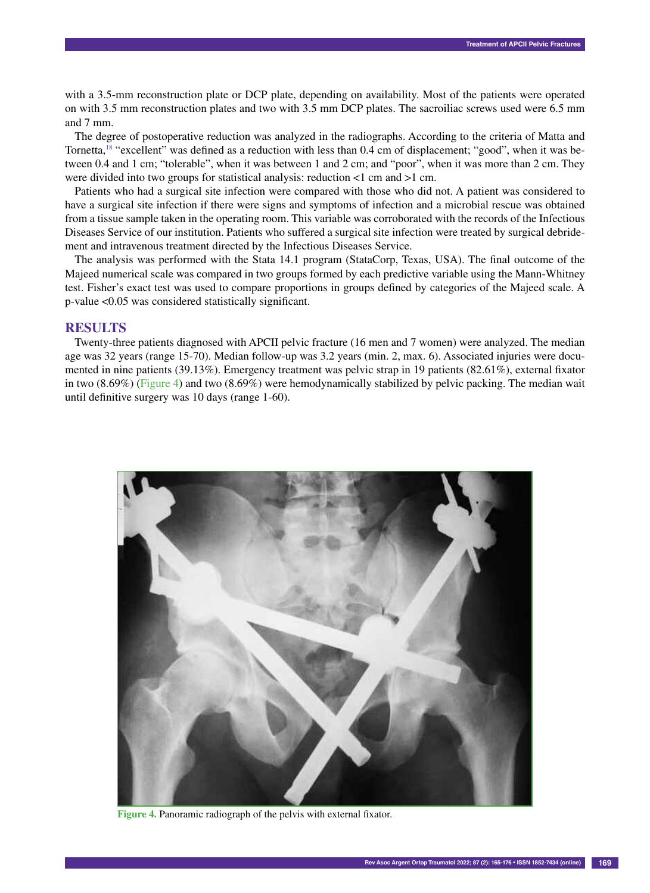with a 3.5-mm reconstruction plate or DCP plate, depending on availability. Most of the patients were operated on with 3.5 mm reconstruction plates and two with 3.5 mm DCP plates. The sacroiliac screws used were 6.5 mm and 7 mm.

The degree of postoperative reduction was analyzed in the radiographs. According to the criteria of Matta and Tornetta,[18] "excellent" was defined as a reduction with less than 0.4 cm of displacement; "good", when it was between 0.4 and 1 cm; "tolerable", when it was between 1 and 2 cm; and "poor", when it was more than 2 cm. They were divided into two groups for statistical analysis: reduction <1 cm and >1 cm.

Patients who had a surgical site infection were compared with those who did not. A patient was considered to have a surgical site infection if there were signs and symptoms of infection and a microbial rescue was obtained from a tissue sample taken in the operating room. This variable was corroborated with the records of the Infectious Diseases Service of our institution. Patients who suffered a surgical site infection were treated by surgical debridement and intravenous treatment directed by the Infectious Diseases Service.

The analysis was performed with the Stata 14.1 program (StataCorp, Texas, USA). The final outcome of the Majeed numerical scale was compared in two groups formed by each predictive variable using the Mann-Whitney test. Fisher's exact test was used to compare proportions in groups defined by categories of the Majeed scale. A p-value <0.05 was considered statistically significant.

## RESULTS

Twenty-three patients diagnosed with APCII pelvic fracture (16 men and 7 women) were analyzed. The median age was 32 years (range 15-70). Median follow-up was 3.2 years (min. 2, max. 6). Associated injuries were documented in nine patients (39.13%). Emergency treatment was pelvic strap in 19 patients (82.61%), external fixator in two (8.69%) (Figure 4) and two (8.69%) were hemodynamically stabilized by pelvic packing. The median wait until definitive surgery was 10 days (range 1-60).

**Figure 4.** Panoramic radiograph of the pelvis with external fixator.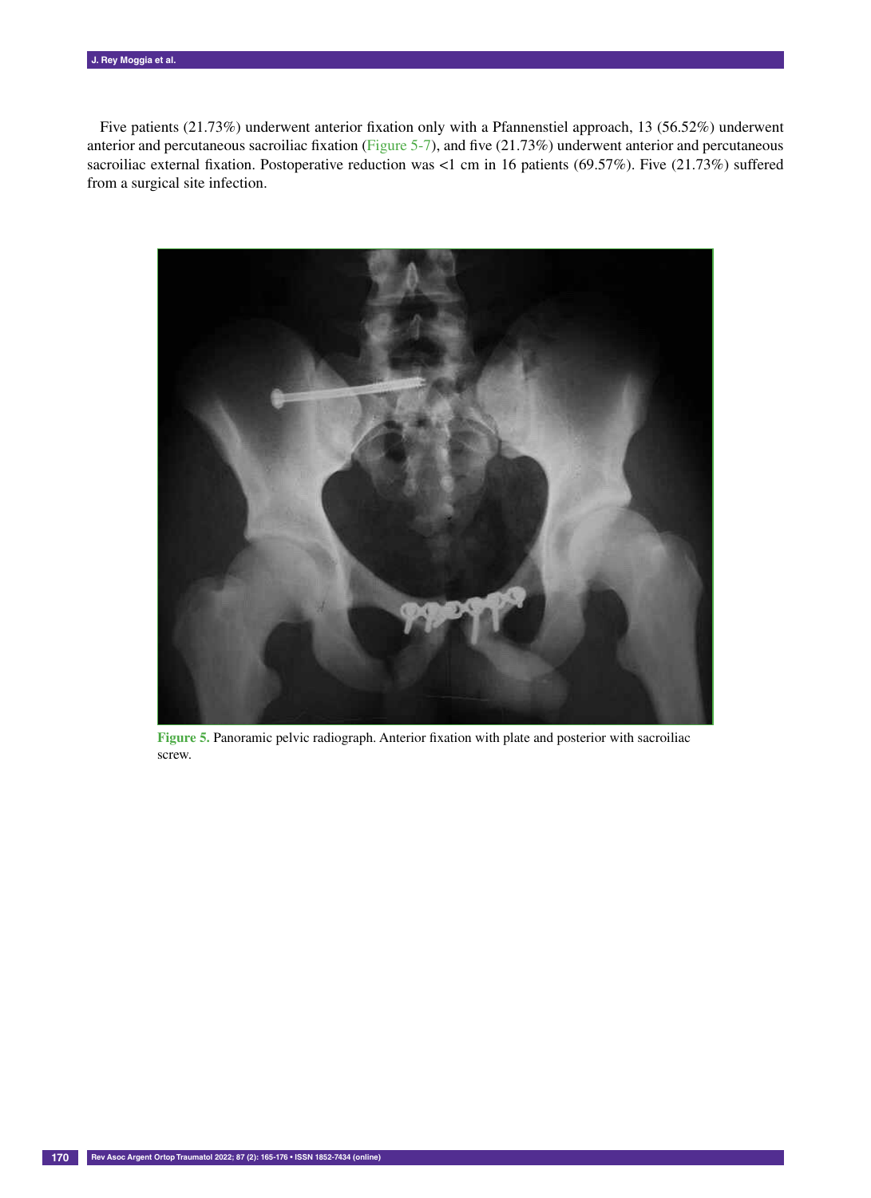Five patients (21.73%) underwent anterior fixation only with a Pfannenstiel approach, 13 (56.52%) underwent anterior and percutaneous sacroiliac fixation (Figure 5-7), and five (21.73%) underwent anterior and percutaneous sacroiliac external fixation. Postoperative reduction was <1 cm in 16 patients (69.57%). Five (21.73%) suffered from a surgical site infection.

**Figure 5.** Panoramic pelvic radiograph. Anterior fixation with plate and posterior with sacroiliac screw.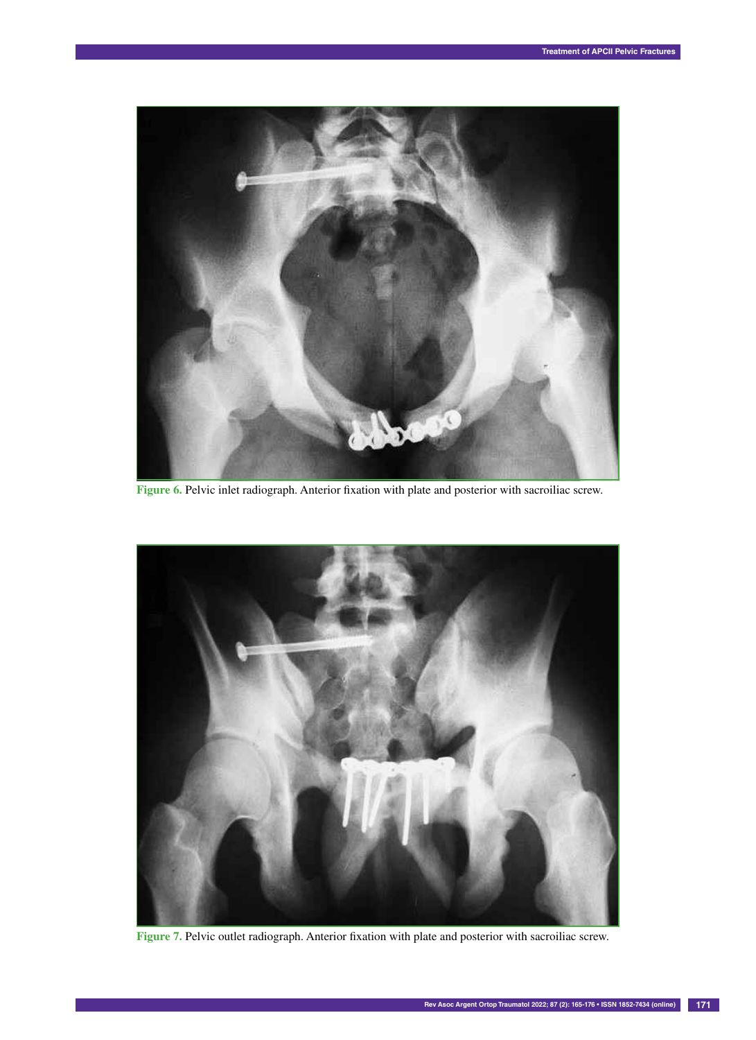Figure 6. Pelvic inlet radiograph. Anterior fixation with plate and posterior with sacroiliac screw.

Figure 7. Pelvic outlet radiograph. Anterior fixation with plate and posterior with sacroiliac screw.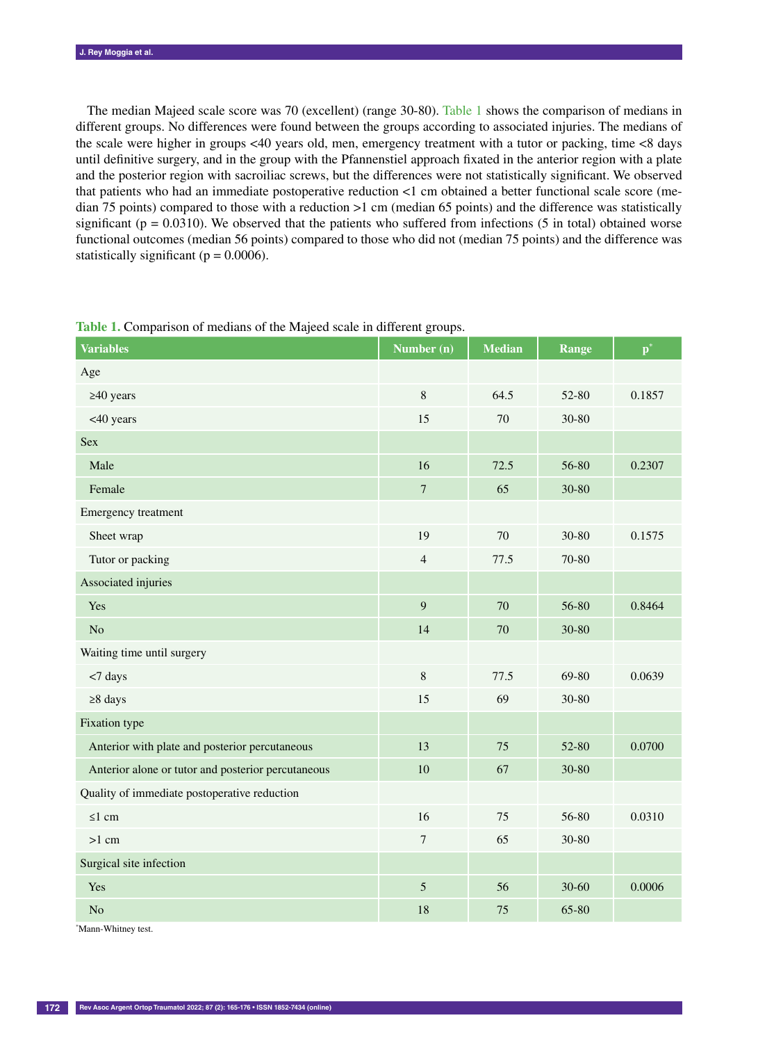The median Majeed scale score was 70 (excellent) (range 30-80). Table 1 shows the comparison of medians in different groups. No differences were found between the groups according to associated injuries. The medians of the scale were higher in groups <40 years old, men, emergency treatment with a tutor or packing, time <8 days until definitive surgery, and in the group with the Pfannenstiel approach fixated in the anterior region with a plate and the posterior region with sacroiliac screws, but the differences were not statistically significant. We observed that patients who had an immediate postoperative reduction <1 cm obtained a better functional scale score (median 75 points) compared to those with a reduction >1 cm (median 65 points) and the difference was statistically significant (p = 0.0310). We observed that the patients who suffered from infections (5 in total) obtained worse functional outcomes (median 56 points) compared to those who did not (median 75 points) and the difference was statistically significant (p = 0.0006).

**Table 1.** Comparison of medians of the Majeed scale in different groups.

| Variables | Number (n) | Median | Range | p* |
|---|---|---|---|---|
| Age | | | | |
| ≥40 years | 8 | 64.5 | 52-80 | 0.1857 |
| <40 years | 15 | 70 | 30-80 | |
| Sex | | | | |
| Male | 16 | 72.5 | 56-80 | 0.2307 |
| Female | 7 | 65 | 30-80 | |
| Emergency treatment | | | | |
| Sheet wrap | 19 | 70 | 30-80 | 0.1575 |
| Tutor or packing | 4 | 77.5 | 70-80 | |
| Associated injuries | | | | |
| Yes | 9 | 70 | 56-80 | 0.8464 |
| No | 14 | 70 | 30-80 | |
| Waiting time until surgery | | | | |
| <7 days | 8 | 77.5 | 69-80 | 0.0639 |
| ≥8 days | 15 | 69 | 30-80 | |
| Fixation type | | | | |
| Anterior with plate and posterior percutaneous | 13 | 75 | 52-80 | 0.0700 |
| Anterior alone or tutor and posterior percutaneous | 10 | 67 | 30-80 | |
| Quality of immediate postoperative reduction | | | | |
| ≤1 cm | 16 | 75 | 56-80 | 0.0310 |
| >1 cm | 7 | 65 | 30-80 | |
| Surgical site infection | | | | |
| Yes | 5 | 56 | 30-60 | 0.0006 |
| No | 18 | 75 | 65-80 | |

*Mann-Whitney test.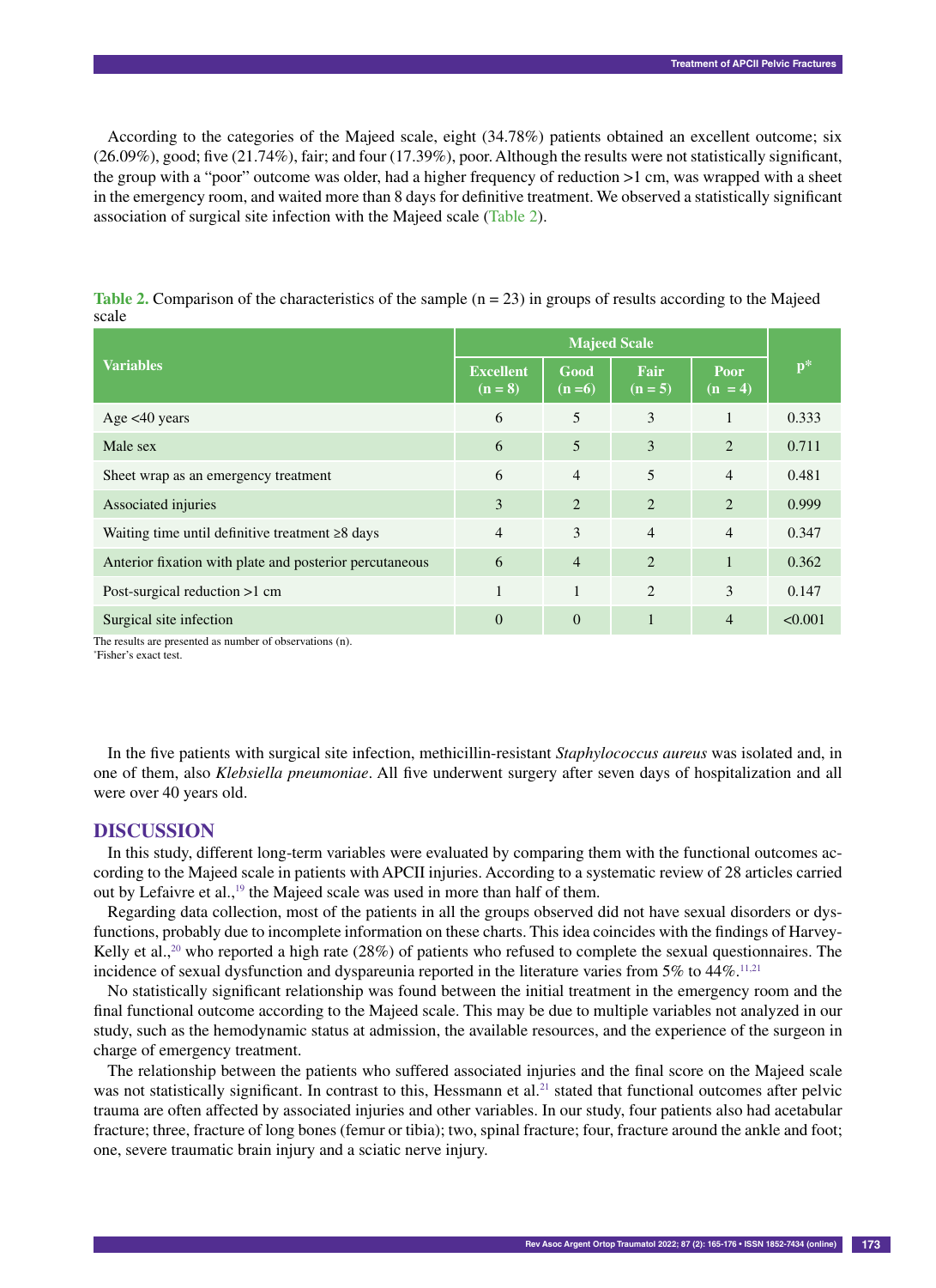According to the categories of the Majeed scale, eight (34.78%) patients obtained an excellent outcome; six (26.09%), good; five (21.74%), fair; and four (17.39%), poor. Although the results were not statistically significant, the group with a "poor" outcome was older, had a higher frequency of reduction >1 cm, was wrapped with a sheet in the emergency room, and waited more than 8 days for definitive treatment. We observed a statistically significant association of surgical site infection with the Majeed scale (Table 2).

**Table 2.** Comparison of the characteristics of the sample (n = 23) in groups of results according to the Majeed scale

| Variables | Majeed Scale | | | | p* |
|---|---|---|---|---|---|
| | Excellent (n = 8) | Good (n =6) | Fair (n = 5) | Poor (n = 4) | |
| Age <40 years | 6 | 5 | 3 | 1 | 0.333 |
| Male sex | 6 | 5 | 3 | 2 | 0.711 |
| Sheet wrap as an emergency treatment | 6 | 4 | 5 | 4 | 0.481 |
| Associated injuries | 3 | 2 | 2 | 2 | 0.999 |
| Waiting time until definitive treatment ≥8 days | 4 | 3 | 4 | 4 | 0.347 |
| Anterior fixation with plate and posterior percutaneous | 6 | 4 | 2 | 1 | 0.362 |
| Post-surgical reduction >1 cm | 1 | 1 | 2 | 3 | 0.147 |
| Surgical site infection | 0 | 0 | 1 | 4 | <0.001 |

The results are presented as number of observations (n).
*Fisher's exact test.

In the five patients with surgical site infection, methicillin-resistant *Staphylococcus aureus* was isolated and, in one of them, also *Klebsiella pneumoniae*. All five underwent surgery after seven days of hospitalization and all were over 40 years old.

## DISCUSSION

In this study, different long-term variables were evaluated by comparing them with the functional outcomes according to the Majeed scale in patients with APCII injuries. According to a systematic review of 28 articles carried out by Lefaivre et al.,[19] the Majeed scale was used in more than half of them.

Regarding data collection, most of the patients in all the groups observed did not have sexual disorders or dysfunctions, probably due to incomplete information on these charts. This idea coincides with the findings of Harvey-Kelly et al.,[20] who reported a high rate (28%) of patients who refused to complete the sexual questionnaires. The incidence of sexual dysfunction and dyspareunia reported in the literature varies from 5% to 44%.[11,21]

No statistically significant relationship was found between the initial treatment in the emergency room and the final functional outcome according to the Majeed scale. This may be due to multiple variables not analyzed in our study, such as the hemodynamic status at admission, the available resources, and the experience of the surgeon in charge of emergency treatment.

The relationship between the patients who suffered associated injuries and the final score on the Majeed scale was not statistically significant. In contrast to this, Hessmann et al.[21] stated that functional outcomes after pelvic trauma are often affected by associated injuries and other variables. In our study, four patients also had acetabular fracture; three, fracture of long bones (femur or tibia); two, spinal fracture; four, fracture around the ankle and foot; one, severe traumatic brain injury and a sciatic nerve injury.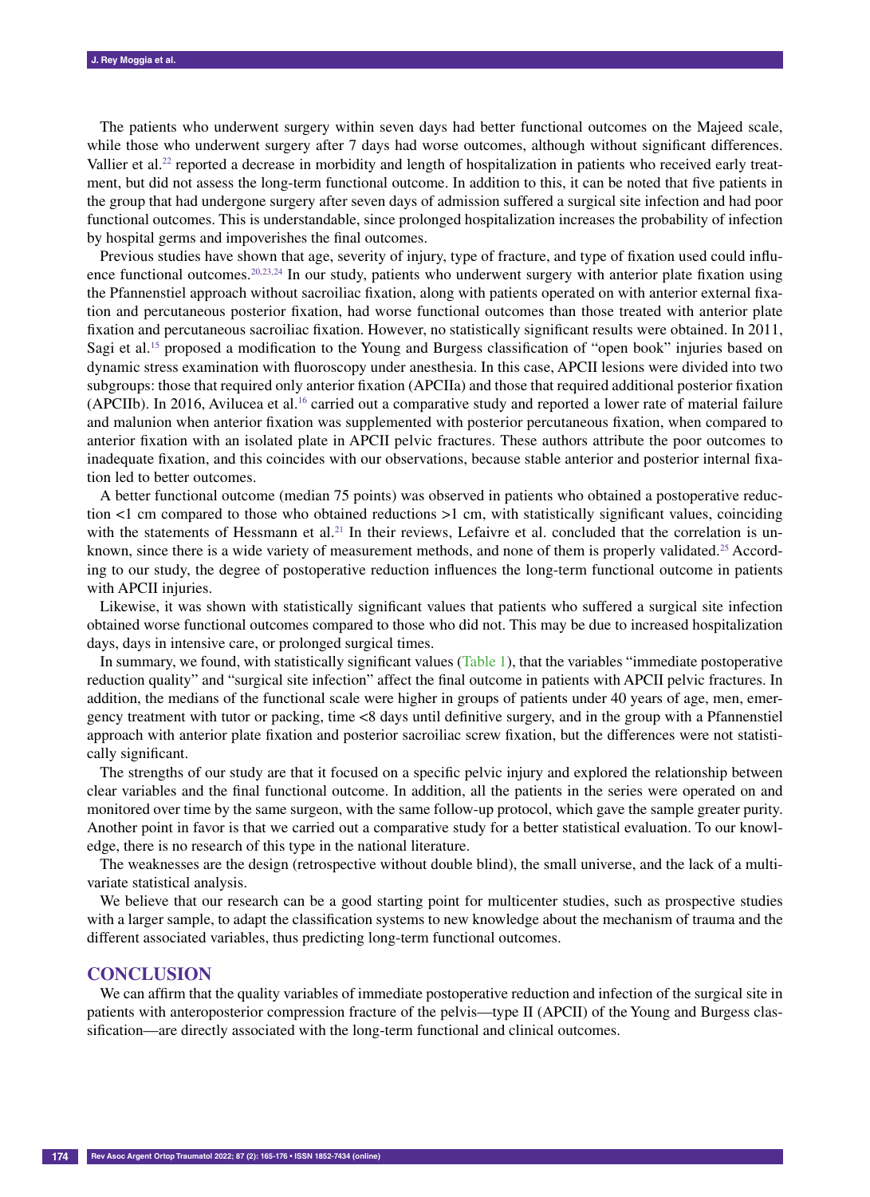The patients who underwent surgery within seven days had better functional outcomes on the Majeed scale, while those who underwent surgery after 7 days had worse outcomes, although without significant differences. Vallier et al.[22] reported a decrease in morbidity and length of hospitalization in patients who received early treatment, but did not assess the long-term functional outcome. In addition to this, it can be noted that five patients in the group that had undergone surgery after seven days of admission suffered a surgical site infection and had poor functional outcomes. This is understandable, since prolonged hospitalization increases the probability of infection by hospital germs and impoverishes the final outcomes.

Previous studies have shown that age, severity of injury, type of fracture, and type of fixation used could influence functional outcomes.[20,23,24] In our study, patients who underwent surgery with anterior plate fixation using the Pfannenstiel approach without sacroiliac fixation, along with patients operated on with anterior external fixation and percutaneous posterior fixation, had worse functional outcomes than those treated with anterior plate fixation and percutaneous sacroiliac fixation. However, no statistically significant results were obtained. In 2011, Sagi et al.[15] proposed a modification to the Young and Burgess classification of "open book" injuries based on dynamic stress examination with fluoroscopy under anesthesia. In this case, APCII lesions were divided into two subgroups: those that required only anterior fixation (APCIIa) and those that required additional posterior fixation (APCIIb). In 2016, Avilucea et al.[16] carried out a comparative study and reported a lower rate of material failure and malunion when anterior fixation was supplemented with posterior percutaneous fixation, when compared to anterior fixation with an isolated plate in APCII pelvic fractures. These authors attribute the poor outcomes to inadequate fixation, and this coincides with our observations, because stable anterior and posterior internal fixation led to better outcomes.

A better functional outcome (median 75 points) was observed in patients who obtained a postoperative reduction <1 cm compared to those who obtained reductions >1 cm, with statistically significant values, coinciding with the statements of Hessmann et al.[21] In their reviews, Lefaivre et al. concluded that the correlation is unknown, since there is a wide variety of measurement methods, and none of them is properly validated.[25] According to our study, the degree of postoperative reduction influences the long-term functional outcome in patients with APCII injuries.

Likewise, it was shown with statistically significant values that patients who suffered a surgical site infection obtained worse functional outcomes compared to those who did not. This may be due to increased hospitalization days, days in intensive care, or prolonged surgical times.

In summary, we found, with statistically significant values (Table 1), that the variables "immediate postoperative reduction quality" and "surgical site infection" affect the final outcome in patients with APCII pelvic fractures. In addition, the medians of the functional scale were higher in groups of patients under 40 years of age, men, emergency treatment with tutor or packing, time <8 days until definitive surgery, and in the group with a Pfannenstiel approach with anterior plate fixation and posterior sacroiliac screw fixation, but the differences were not statistically significant.

The strengths of our study are that it focused on a specific pelvic injury and explored the relationship between clear variables and the final functional outcome. In addition, all the patients in the series were operated on and monitored over time by the same surgeon, with the same follow-up protocol, which gave the sample greater purity. Another point in favor is that we carried out a comparative study for a better statistical evaluation. To our knowledge, there is no research of this type in the national literature.

The weaknesses are the design (retrospective without double blind), the small universe, and the lack of a multivariate statistical analysis.

We believe that our research can be a good starting point for multicenter studies, such as prospective studies with a larger sample, to adapt the classification systems to new knowledge about the mechanism of trauma and the different associated variables, thus predicting long-term functional outcomes.

## CONCLUSION

We can affirm that the quality variables of immediate postoperative reduction and infection of the surgical site in patients with anteroposterior compression fracture of the pelvis—type II (APCII) of the Young and Burgess classification—are directly associated with the long-term functional and clinical outcomes.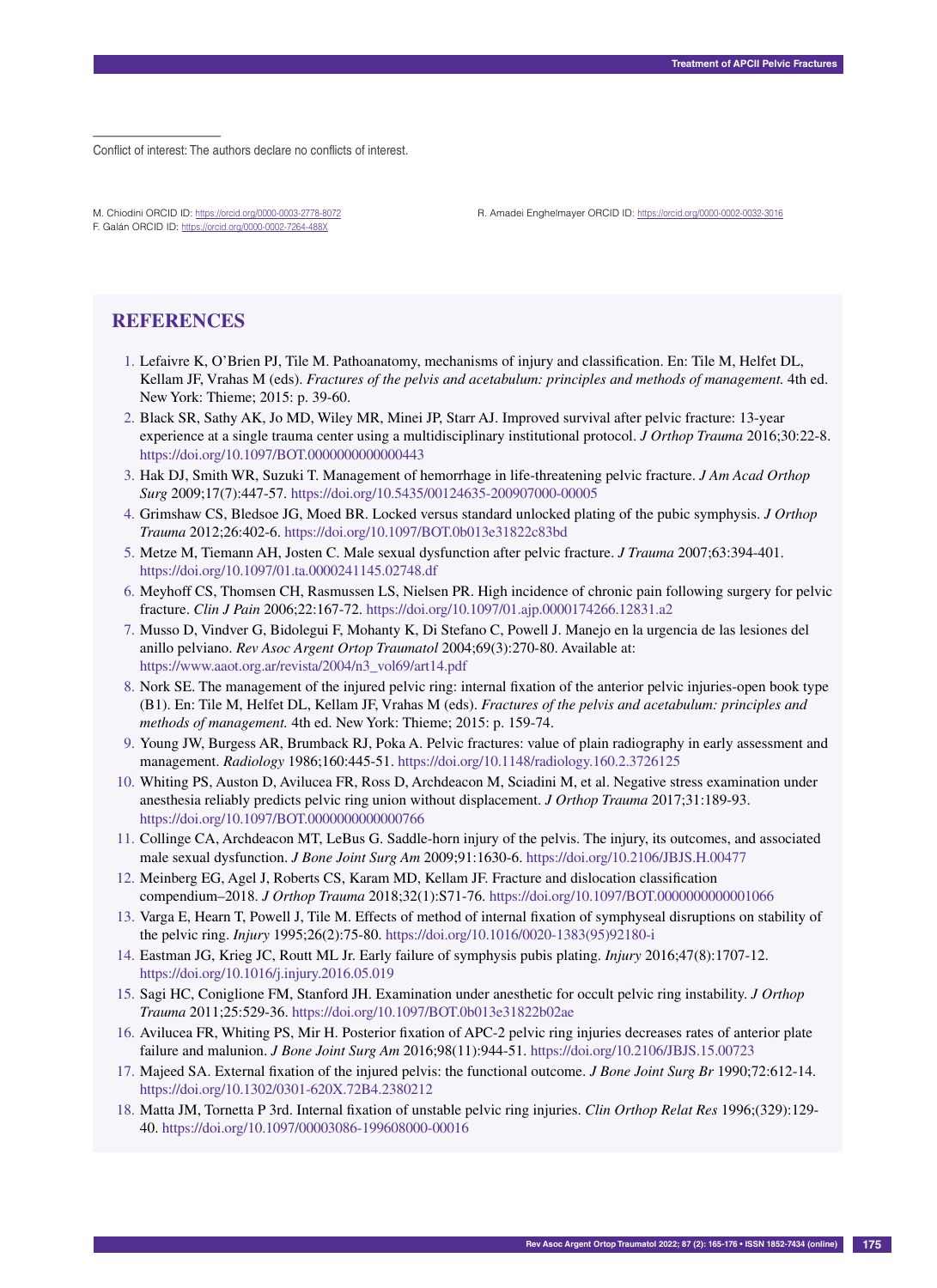Conflict of interest: The authors declare no conflicts of interest.

M. Chiodini ORCID ID: https://orcid.org/0000-0003-2778-8072
F. Galán ORCID ID: https://orcid.org/0000-0002-7264-488X
R. Amadei Enghelmayer ORCID ID: https://orcid.org/0000-0002-0032-3016

## REFERENCES

1. Lefaivre K, O'Brien PJ, Tile M. Pathoanatomy, mechanisms of injury and classification. En: Tile M, Helfet DL, Kellam JF, Vrahas M (eds). *Fractures of the pelvis and acetabulum: principles and methods of management.* 4th ed. New York: Thieme; 2015: p. 39-60.
2. Black SR, Sathy AK, Jo MD, Wiley MR, Minei JP, Starr AJ. Improved survival after pelvic fracture: 13-year experience at a single trauma center using a multidisciplinary institutional protocol. *J Orthop Trauma* 2016;30:22-8. https://doi.org/10.1097/BOT.0000000000000443
3. Hak DJ, Smith WR, Suzuki T. Management of hemorrhage in life-threatening pelvic fracture. *J Am Acad Orthop Surg* 2009;17(7):447-57. https://doi.org/10.5435/00124635-200907000-00005
4. Grimshaw CS, Bledsoe JG, Moed BR. Locked versus standard unlocked plating of the pubic symphysis. *J Orthop Trauma* 2012;26:402-6. https://doi.org/10.1097/BOT.0b013e31822c83bd
5. Metze M, Tiemann AH, Josten C. Male sexual dysfunction after pelvic fracture. *J Trauma* 2007;63:394-401. https://doi.org/10.1097/01.ta.0000241145.02748.df
6. Meyhoff CS, Thomsen CH, Rasmussen LS, Nielsen PR. High incidence of chronic pain following surgery for pelvic fracture. *Clin J Pain* 2006;22:167-72. https://doi.org/10.1097/01.ajp.0000174266.12831.a2
7. Musso D, Vindver G, Bidolegui F, Mohanty K, Di Stefano C, Powell J. Manejo en la urgencia de las lesiones del anillo pelviano. *Rev Asoc Argent Ortop Traumatol* 2004;69(3):270-80. Available at: https://www.aaot.org.ar/revista/2004/n3_vol69/art14.pdf
8. Nork SE. The management of the injured pelvic ring: internal fixation of the anterior pelvic injuries-open book type (B1). En: Tile M, Helfet DL, Kellam JF, Vrahas M (eds). *Fractures of the pelvis and acetabulum: principles and methods of management.* 4th ed. New York: Thieme; 2015: p. 159-74.
9. Young JW, Burgess AR, Brumback RJ, Poka A. Pelvic fractures: value of plain radiography in early assessment and management. *Radiology* 1986;160:445-51. https://doi.org/10.1148/radiology.160.2.3726125
10. Whiting PS, Auston D, Avilucea FR, Ross D, Archdeacon M, Sciadini M, et al. Negative stress examination under anesthesia reliably predicts pelvic ring union without displacement. *J Orthop Trauma* 2017;31:189-93. https://doi.org/10.1097/BOT.0000000000000766
11. Collinge CA, Archdeacon MT, LeBus G. Saddle-horn injury of the pelvis. The injury, its outcomes, and associated male sexual dysfunction. *J Bone Joint Surg Am* 2009;91:1630-6. https://doi.org/10.2106/JBJS.H.00477
12. Meinberg EG, Agel J, Roberts CS, Karam MD, Kellam JF. Fracture and dislocation classification compendium–2018. *J Orthop Trauma* 2018;32(1):S71-76. https://doi.org/10.1097/BOT.0000000000001066
13. Varga E, Hearn T, Powell J, Tile M. Effects of method of internal fixation of symphyseal disruptions on stability of the pelvic ring. *Injury* 1995;26(2):75-80. https://doi.org/10.1016/0020-1383(95)92180-i
14. Eastman JG, Krieg JC, Routt ML Jr. Early failure of symphysis pubis plating. *Injury* 2016;47(8):1707-12. https://doi.org/10.1016/j.injury.2016.05.019
15. Sagi HC, Coniglione FM, Stanford JH. Examination under anesthetic for occult pelvic ring instability. *J Orthop Trauma* 2011;25:529-36. https://doi.org/10.1097/BOT.0b013e31822b02ae
16. Avilucea FR, Whiting PS, Mir H. Posterior fixation of APC-2 pelvic ring injuries decreases rates of anterior plate failure and malunion. *J Bone Joint Surg Am* 2016;98(11):944-51. https://doi.org/10.2106/JBJS.15.00723
17. Majeed SA. External fixation of the injured pelvis: the functional outcome. *J Bone Joint Surg Br* 1990;72:612-14. https://doi.org/10.1302/0301-620X.72B4.2380212
18. Matta JM, Tornetta P 3rd. Internal fixation of unstable pelvic ring injuries. *Clin Orthop Relat Res* 1996;(329):129-40. https://doi.org/10.1097/00003086-199608000-00016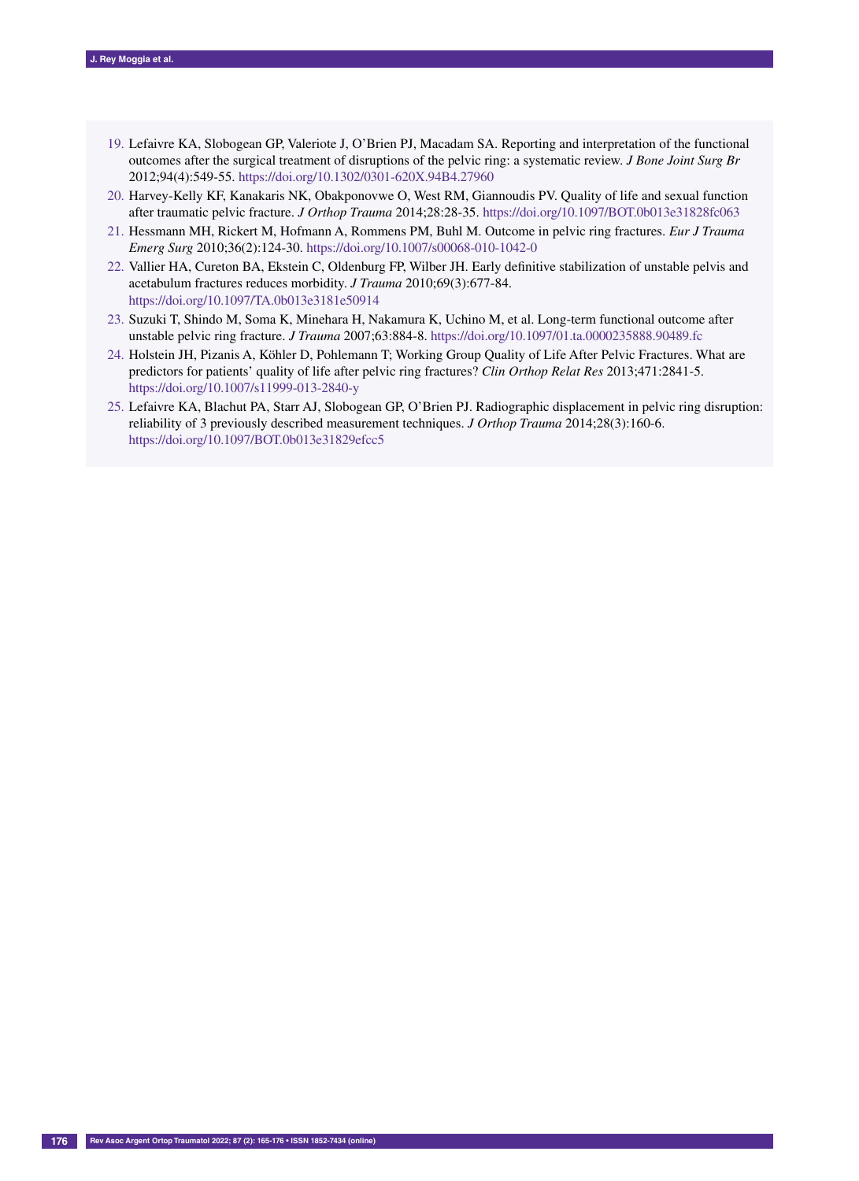19. Lefaivre KA, Slobogean GP, Valeriote J, O'Brien PJ, Macadam SA. Reporting and interpretation of the functional outcomes after the surgical treatment of disruptions of the pelvic ring: a systematic review. *J Bone Joint Surg Br* 2012;94(4):549-55. https://doi.org/10.1302/0301-620X.94B4.27960
20. Harvey-Kelly KF, Kanakaris NK, Obakponovwe O, West RM, Giannoudis PV. Quality of life and sexual function after traumatic pelvic fracture. *J Orthop Trauma* 2014;28:28-35. https://doi.org/10.1097/BOT.0b013e31828fc063
21. Hessmann MH, Rickert M, Hofmann A, Rommens PM, Buhl M. Outcome in pelvic ring fractures. *Eur J Trauma Emerg Surg* 2010;36(2):124-30. https://doi.org/10.1007/s00068-010-1042-0
22. Vallier HA, Cureton BA, Ekstein C, Oldenburg FP, Wilber JH. Early definitive stabilization of unstable pelvis and acetabulum fractures reduces morbidity. *J Trauma* 2010;69(3):677-84. https://doi.org/10.1097/TA.0b013e3181e50914
23. Suzuki T, Shindo M, Soma K, Minehara H, Nakamura K, Uchino M, et al. Long-term functional outcome after unstable pelvic ring fracture. *J Trauma* 2007;63:884-8. https://doi.org/10.1097/01.ta.0000235888.90489.fc
24. Holstein JH, Pizanis A, Köhler D, Pohlemann T; Working Group Quality of Life After Pelvic Fractures. What are predictors for patients' quality of life after pelvic ring fractures? *Clin Orthop Relat Res* 2013;471:2841-5. https://doi.org/10.1007/s11999-013-2840-y
25. Lefaivre KA, Blachut PA, Starr AJ, Slobogean GP, O'Brien PJ. Radiographic displacement in pelvic ring disruption: reliability of 3 previously described measurement techniques. *J Orthop Trauma* 2014;28(3):160-6. https://doi.org/10.1097/BOT.0b013e31829efcc5